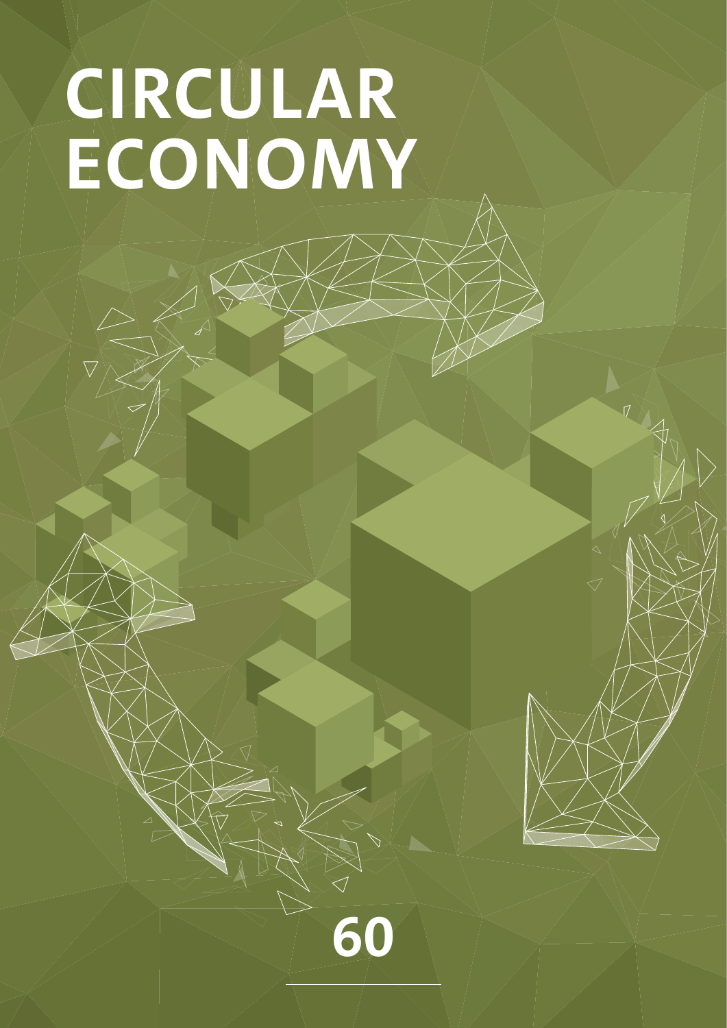# CIRCULAR ECONOMY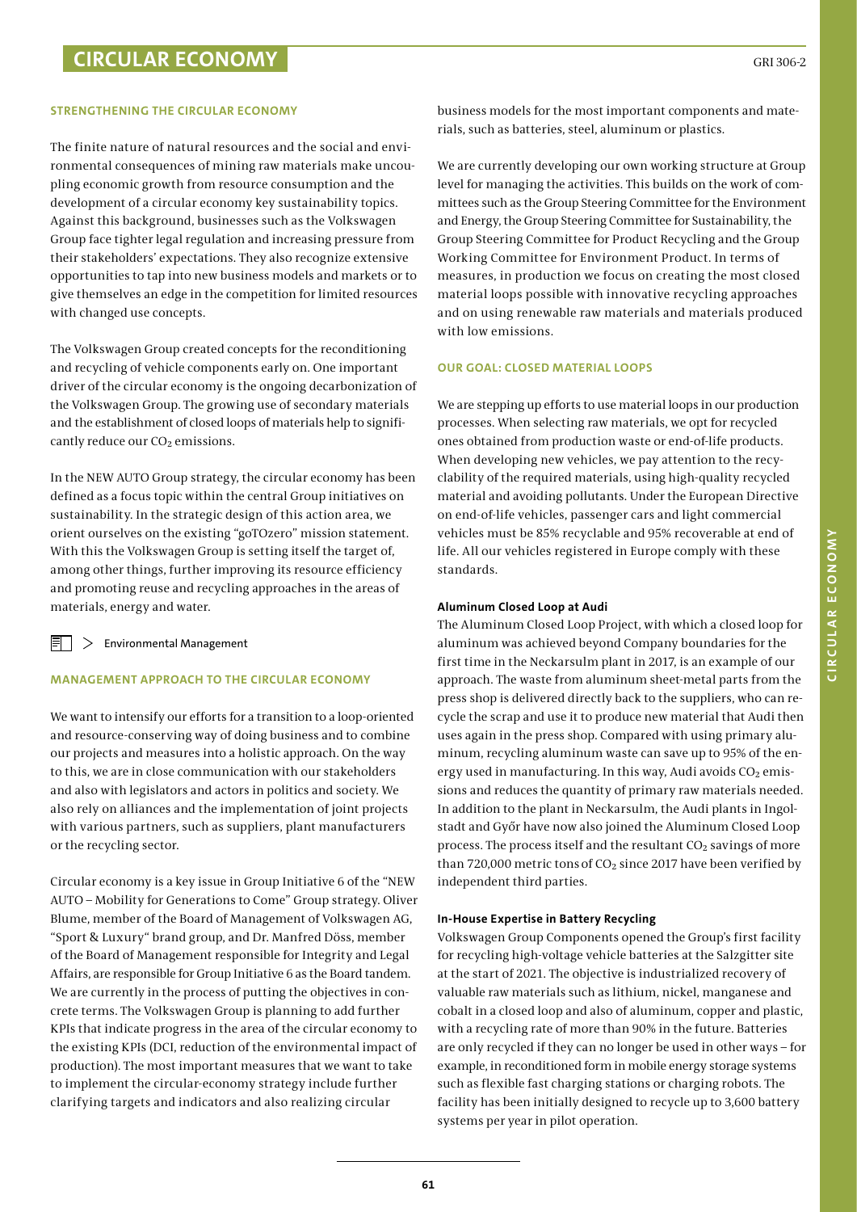# CIRCULAR ECONOMY

GRI 306-2

## STRENGTHENING THE CIRCULAR ECONOMY

The finite nature of natural resources and the social and environmental consequences of mining raw materials make uncoupling economic growth from resource consumption and the development of a circular economy key sustainability topics. Against this background, businesses such as the Volkswagen Group face tighter legal regulation and increasing pressure from their stakeholders' expectations. They also recognize extensive opportunities to tap into new business models and markets or to give themselves an edge in the competition for limited resources with changed use concepts.

The Volkswagen Group created concepts for the reconditioning and recycling of vehicle components early on. One important driver of the circular economy is the ongoing decarbonization of the Volkswagen Group. The growing use of secondary materials and the establishment of closed loops of materials help to significantly reduce our $CO_2$ emissions.

In the NEW AUTO Group strategy, the circular economy has been defined as a focus topic within the central Group initiatives on sustainability. In the strategic design of this action area, we orient ourselves on the existing "goTOzero" mission statement. With this the Volkswagen Group is setting itself the target of, among other things, further improving its resource efficiency and promoting reuse and recycling approaches in the areas of materials, energy and water.

> Environmental Management

## MANAGEMENT APPROACH TO THE CIRCULAR ECONOMY

We want to intensify our efforts for a transition to a loop-oriented and resource-conserving way of doing business and to combine our projects and measures into a holistic approach. On the way to this, we are in close communication with our stakeholders and also with legislators and actors in politics and society. We also rely on alliances and the implementation of joint projects with various partners, such as suppliers, plant manufacturers or the recycling sector.

Circular economy is a key issue in Group Initiative 6 of the "NEW AUTO – Mobility for Generations to Come" Group strategy. Oliver Blume, member of the Board of Management of Volkswagen AG, "Sport & Luxury" brand group, and Dr. Manfred Döss, member of the Board of Management responsible for Integrity and Legal Affairs, are responsible for Group Initiative 6 as the Board tandem. We are currently in the process of putting the objectives in concrete terms. The Volkswagen Group is planning to add further KPIs that indicate progress in the area of the circular economy to the existing KPIs (DCI, reduction of the environmental impact of production). The most important measures that we want to take to implement the circular-economy strategy include further clarifying targets and indicators and also realizing circular business models for the most important components and materials, such as batteries, steel, aluminum or plastics.

We are currently developing our own working structure at Group level for managing the activities. This builds on the work of committees such as the Group Steering Committee for the Environment and Energy, the Group Steering Committee for Sustainability, the Group Steering Committee for Product Recycling and the Group Working Committee for Environment Product. In terms of measures, in production we focus on creating the most closed material loops possible with innovative recycling approaches and on using renewable raw materials and materials produced with low emissions.

## OUR GOAL: CLOSED MATERIAL LOOPS

We are stepping up efforts to use material loops in our production processes. When selecting raw materials, we opt for recycled ones obtained from production waste or end-of-life products. When developing new vehicles, we pay attention to the recyclability of the required materials, using high-quality recycled material and avoiding pollutants. Under the European Directive on end-of-life vehicles, passenger cars and light commercial vehicles must be 85% recyclable and 95% recoverable at end of life. All our vehicles registered in Europe comply with these standards.

### Aluminum Closed Loop at Audi

The Aluminum Closed Loop Project, with which a closed loop for aluminum was achieved beyond Company boundaries for the first time in the Neckarsulm plant in 2017, is an example of our approach. The waste from aluminum sheet-metal parts from the press shop is delivered directly back to the suppliers, who can recycle the scrap and use it to produce new material that Audi then uses again in the press shop. Compared with using primary aluminum, recycling aluminum waste can save up to 95% of the energy used in manufacturing. In this way, Audi avoids $CO_2$ emissions and reduces the quantity of primary raw materials needed. In addition to the plant in Neckarsulm, the Audi plants in Ingolstadt and Győr have now also joined the Aluminum Closed Loop process. The process itself and the resultant $CO_2$ savings of more than 720,000 metric tons of $CO_2$ since 2017 have been verified by independent third parties.

### In-House Expertise in Battery Recycling

Volkswagen Group Components opened the Group's first facility for recycling high-voltage vehicle batteries at the Salzgitter site at the start of 2021. The objective is industrialized recovery of valuable raw materials such as lithium, nickel, manganese and cobalt in a closed loop and also of aluminum, copper and plastic, with a recycling rate of more than 90% in the future. Batteries are only recycled if they can no longer be used in other ways – for example, in reconditioned form in mobile energy storage systems such as flexible fast charging stations or charging robots. The facility has been initially designed to recycle up to 3,600 battery systems per year in pilot operation.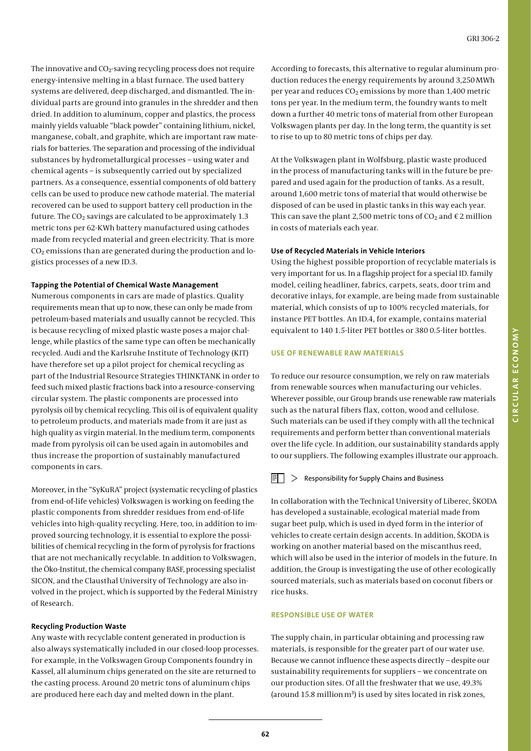The innovative and $CO_2$-saving recycling process does not require energy-intensive melting in a blast furnace. The used battery systems are delivered, deep discharged, and dismantled. The individual parts are ground into granules in the shredder and then dried. In addition to aluminum, copper and plastics, the process mainly yields valuable "black powder" containing lithium, nickel, manganese, cobalt, and graphite, which are important raw materials for batteries. The separation and processing of the individual substances by hydrometallurgical processes – using water and chemical agents – is subsequently carried out by specialized partners. As a consequence, essential components of old battery cells can be used to produce new cathode material. The material recovered can be used to support battery cell production in the future. The $CO_2$ savings are calculated to be approximately 1.3 metric tons per 62-KWh battery manufactured using cathodes made from recycled material and green electricity. That is more $CO_2$ emissions than are generated during the production and logistics processes of a new ID.3.

#### Tapping the Potential of Chemical Waste Management

Numerous components in cars are made of plastics. Quality requirements mean that up to now, these can only be made from petroleum-based materials and usually cannot be recycled. This is because recycling of mixed plastic waste poses a major challenge, while plastics of the same type can often be mechanically recycled. Audi and the Karlsruhe Institute of Technology (KIT) have therefore set up a pilot project for chemical recycling as part of the Industrial Resource Strategies THINKTANK in order to feed such mixed plastic fractions back into a resource-conserving circular system. The plastic components are processed into pyrolysis oil by chemical recycling. This oil is of equivalent quality to petroleum products, and materials made from it are just as high quality as virgin material. In the medium term, components made from pyrolysis oil can be used again in automobiles and thus increase the proportion of sustainably manufactured components in cars.

Moreover, in the "SyKuRA" project (systematic recycling of plastics from end-of-life vehicles) Volkswagen is working on feeding the plastic components from shredder residues from end-of-life vehicles into high-quality recycling. Here, too, in addition to improved sourcing technology, it is essential to explore the possibilities of chemical recycling in the form of pyrolysis for fractions that are not mechanically recyclable. In addition to Volkswagen, the Öko-Institut, the chemical company BASF, processing specialist SICON, and the Clausthal University of Technology are also involved in the project, which is supported by the Federal Ministry of Research.

#### Recycling Production Waste

Any waste with recyclable content generated in production is also always systematically included in our closed-loop processes. For example, in the Volkswagen Group Components foundry in Kassel, all aluminum chips generated on the site are returned to the casting process. Around 20 metric tons of aluminum chips are produced here each day and melted down in the plant.

According to forecasts, this alternative to regular aluminum production reduces the energy requirements by around 3,250 MWh per year and reduces $CO_2$ emissions by more than 1,400 metric tons per year. In the medium term, the foundry wants to melt down a further 40 metric tons of material from other European Volkswagen plants per day. In the long term, the quantity is set to rise to up to 80 metric tons of chips per day.

At the Volkswagen plant in Wolfsburg, plastic waste produced in the process of manufacturing tanks will in the future be prepared and used again for the production of tanks. As a result, around 1,600 metric tons of material that would otherwise be disposed of can be used in plastic tanks in this way each year. This can save the plant 2,500 metric tons of $CO_2$ and €2 million in costs of materials each year.

#### Use of Recycled Materials in Vehicle Interiors

Using the highest possible proportion of recyclable materials is very important for us. In a flagship project for a special ID. family model, ceiling headliner, fabrics, carpets, seats, door trim and decorative inlays, for example, are being made from sustainable material, which consists of up to 100% recycled materials, for instance PET bottles. An ID.4, for example, contains material equivalent to 140 1.5-liter PET bottles or 380 0.5-liter bottles.

### USE OF RENEWABLE RAW MATERIALS

To reduce our resource consumption, we rely on raw materials from renewable sources when manufacturing our vehicles. Wherever possible, our Group brands use renewable raw materials such as the natural fibers flax, cotton, wood and cellulose. Such materials can be used if they comply with all the technical requirements and perform better than conventional materials over the life cycle. In addition, our sustainability standards apply to our suppliers. The following examples illustrate our approach.

> Responsibility for Supply Chains and Business

In collaboration with the Technical University of Liberec, ŠKODA has developed a sustainable, ecological material made from sugar beet pulp, which is used in dyed form in the interior of vehicles to create certain design accents. In addition, ŠKODA is working on another material based on the miscanthus reed, which will also be used in the interior of models in the future. In addition, the Group is investigating the use of other ecologically sourced materials, such as materials based on coconut fibers or rice husks.

### RESPONSIBLE USE OF WATER

The supply chain, in particular obtaining and processing raw materials, is responsible for the greater part of our water use. Because we cannot influence these aspects directly – despite our sustainability requirements for suppliers – we concentrate on our production sites. Of all the freshwater that we use, 49.3% (around 15.8 million $m^3$) is used by sites located in risk zones,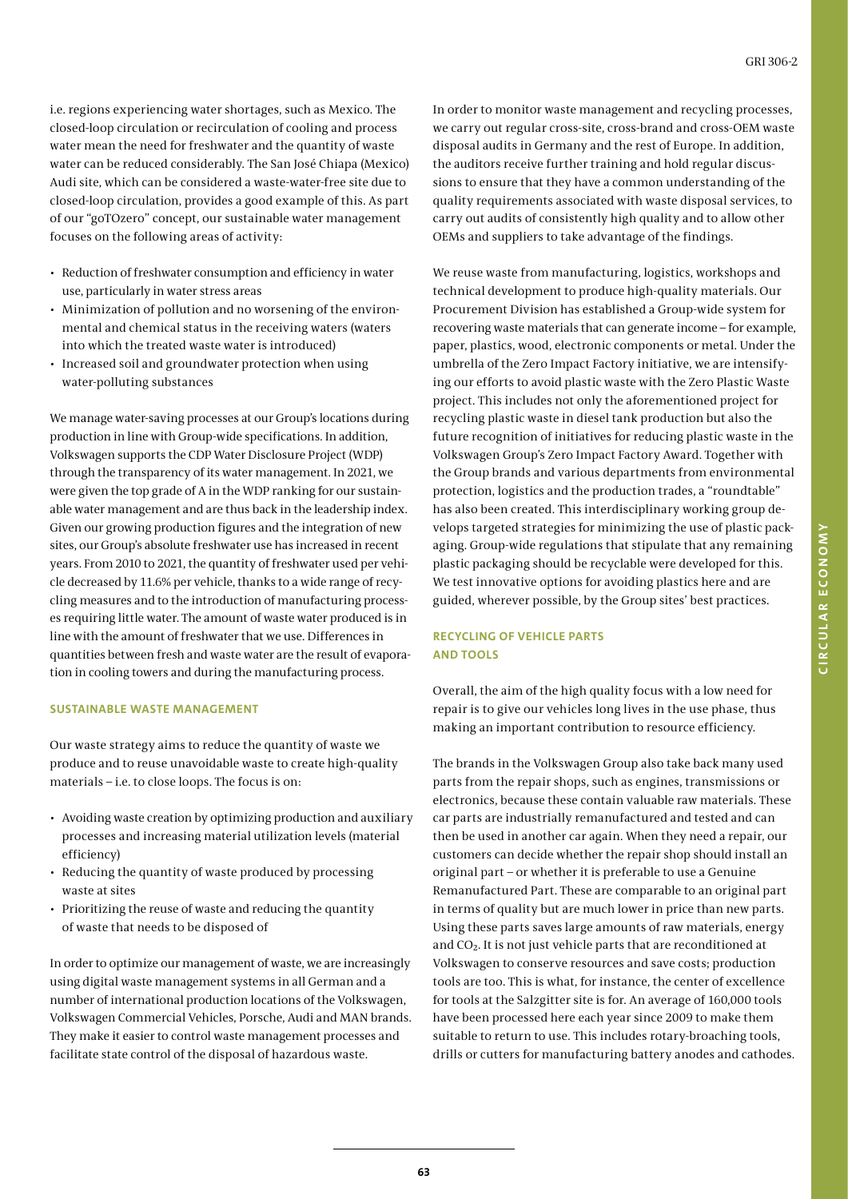i.e. regions experiencing water shortages, such as Mexico. The closed-loop circulation or recirculation of cooling and process water mean the need for freshwater and the quantity of waste water can be reduced considerably. The San José Chiapa (Mexico) Audi site, which can be considered a waste-water-free site due to closed-loop circulation, provides a good example of this. As part of our "goTOzero" concept, our sustainable water management focuses on the following areas of activity:

- Reduction of freshwater consumption and efficiency in water use, particularly in water stress areas
- Minimization of pollution and no worsening of the environmental and chemical status in the receiving waters (waters into which the treated waste water is introduced)
- Increased soil and groundwater protection when using water-polluting substances

We manage water-saving processes at our Group's locations during production in line with Group-wide specifications. In addition, Volkswagen supports the CDP Water Disclosure Project (WDP) through the transparency of its water management. In 2021, we were given the top grade of A in the WDP ranking for our sustainable water management and are thus back in the leadership index. Given our growing production figures and the integration of new sites, our Group's absolute freshwater use has increased in recent years. From 2010 to 2021, the quantity of freshwater used per vehicle decreased by 11.6% per vehicle, thanks to a wide range of recycling measures and to the introduction of manufacturing processes requiring little water. The amount of waste water produced is in line with the amount of freshwater that we use. Differences in quantities between fresh and waste water are the result of evaporation in cooling towers and during the manufacturing process.

## SUSTAINABLE WASTE MANAGEMENT

Our waste strategy aims to reduce the quantity of waste we produce and to reuse unavoidable waste to create high-quality materials – i.e. to close loops. The focus is on:

- Avoiding waste creation by optimizing production and auxiliary processes and increasing material utilization levels (material efficiency)
- Reducing the quantity of waste produced by processing waste at sites
- Prioritizing the reuse of waste and reducing the quantity of waste that needs to be disposed of

In order to optimize our management of waste, we are increasingly using digital waste management systems in all German and a number of international production locations of the Volkswagen, Volkswagen Commercial Vehicles, Porsche, Audi and MAN brands. They make it easier to control waste management processes and facilitate state control of the disposal of hazardous waste.

In order to monitor waste management and recycling processes, we carry out regular cross-site, cross-brand and cross-OEM waste disposal audits in Germany and the rest of Europe. In addition, the auditors receive further training and hold regular discussions to ensure that they have a common understanding of the quality requirements associated with waste disposal services, to carry out audits of consistently high quality and to allow other OEMs and suppliers to take advantage of the findings.

We reuse waste from manufacturing, logistics, workshops and technical development to produce high-quality materials. Our Procurement Division has established a Group-wide system for recovering waste materials that can generate income – for example, paper, plastics, wood, electronic components or metal. Under the umbrella of the Zero Impact Factory initiative, we are intensifying our efforts to avoid plastic waste with the Zero Plastic Waste project. This includes not only the aforementioned project for recycling plastic waste in diesel tank production but also the future recognition of initiatives for reducing plastic waste in the Volkswagen Group's Zero Impact Factory Award. Together with the Group brands and various departments from environmental protection, logistics and the production trades, a "roundtable" has also been created. This interdisciplinary working group develops targeted strategies for minimizing the use of plastic packaging. Group-wide regulations that stipulate that any remaining plastic packaging should be recyclable were developed for this. We test innovative options for avoiding plastics here and are guided, wherever possible, by the Group sites' best practices.

## RECYCLING OF VEHICLE PARTS AND TOOLS

Overall, the aim of the high quality focus with a low need for repair is to give our vehicles long lives in the use phase, thus making an important contribution to resource efficiency.

The brands in the Volkswagen Group also take back many used parts from the repair shops, such as engines, transmissions or electronics, because these contain valuable raw materials. These car parts are industrially remanufactured and tested and can then be used in another car again. When they need a repair, our customers can decide whether the repair shop should install an original part – or whether it is preferable to use a Genuine Remanufactured Part. These are comparable to an original part in terms of quality but are much lower in price than new parts. Using these parts saves large amounts of raw materials, energy and $CO_2$. It is not just vehicle parts that are reconditioned at Volkswagen to conserve resources and save costs; production tools are too. This is what, for instance, the center of excellence for tools at the Salzgitter site is for. An average of 160,000 tools have been processed here each year since 2009 to make them suitable to return to use. This includes rotary-broaching tools, drills or cutters for manufacturing battery anodes and cathodes.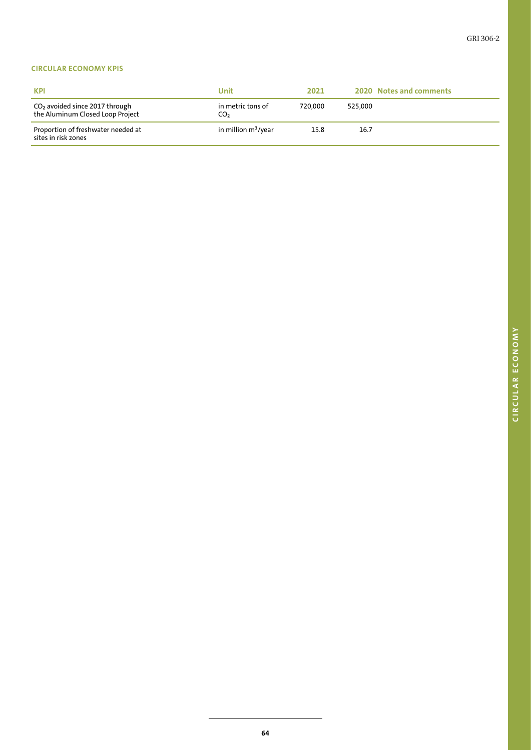GRI 306-2

### CIRCULAR ECONOMY KPIS

| KPI | Unit | 2021 | 2020 | Notes and comments |
|---|---|---|---|---|
| $CO_2$ avoided since 2017 through the Aluminum Closed Loop Project | in metric tons of $CO_2$ | 720,000 | 525,000 | |
| Proportion of freshwater needed at sites in risk zones | in million $m^3$/year | 15.8 | 16.7 | |